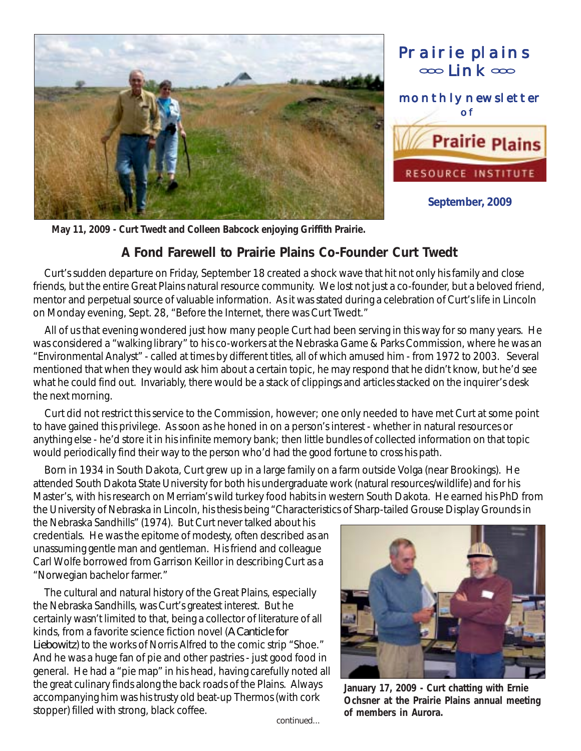# Prairie plains ∞ Link ∞

monthly newsletter of

Prairie Plains RESOURCE INSTITUTE

**September, 2009**

**May 11, 2009 - Curt Twedt and Colleen Babcock enjoying Griffith Prairie.**

## A Fond Farewell to Prairie Plains Co-Founder Curt Twedt

Curt's sudden departure on Friday, September 18 created a shock wave that hit not only his family and close friends, but the entire Great Plains natural resource community. We lost not just a co-founder, but a beloved friend, mentor and perpetual source of valuable information. As it was stated during a celebration of Curt's life in Lincoln on Monday evening, Sept. 28, "Before the Internet, there was Curt Twedt."

All of us that evening wondered just how many people Curt had been serving in this way for so many years. He was considered a "walking library" to his co-workers at the Nebraska Game & Parks Commission, where he was an "Environmental Analyst" - called at times by different titles, all of which amused him - from 1972 to 2003. Several mentioned that when they would ask him about a certain topic, he may respond that he didn't know, but he'd see what he could find out. Invariably, there would be a stack of clippings and articles stacked on the inquirer's desk the next morning.

Curt did not restrict this service to the Commission, however; one only needed to have met Curt at some point to have gained this privilege. As soon as he honed in on a person's interest - whether in natural resources or anything else - he'd store it in his infinite memory bank; then little bundles of collected information on that topic would periodically find their way to the person who'd had the good fortune to cross his path.

Born in 1934 in South Dakota, Curt grew up in a large family on a farm outside Volga (near Brookings). He attended South Dakota State University for both his undergraduate work (natural resources/wildlife) and for his Master's, with his research on Merriam's wild turkey food habits in western South Dakota. He earned his PhD from the University of Nebraska in Lincoln, his thesis being "Characteristics of Sharp-tailed Grouse Display Grounds in the Nebraska Sandhills" (1974). But Curt never talked about his credentials. He was the epitome of modesty, often described as an unassuming gentle man and gentleman. His friend and colleague Carl Wolfe borrowed from Garrison Keillor in describing Curt as a "Norwegian bachelor farmer."

The cultural and natural history of the Great Plains, especially the Nebraska Sandhills, was Curt's greatest interest. But he certainly wasn't limited to that, being a collector of literature of all kinds, from a favorite science fiction novel (*A Canticle for Liebowitz*) to the works of Norris Alfred to the comic strip "Shoe." And he was a huge fan of pie and other pastries - just good food in general. He had a "pie map" in his head, having carefully noted all the great culinary finds along the back roads of the Plains. Always accompanying him was his trusty old beat-up Thermos (with cork stopper) filled with strong, black coffee.

continued...

**January 17, 2009 - Curt chatting with Ernie Ochsner at the Prairie Plains annual meeting of members in Aurora.**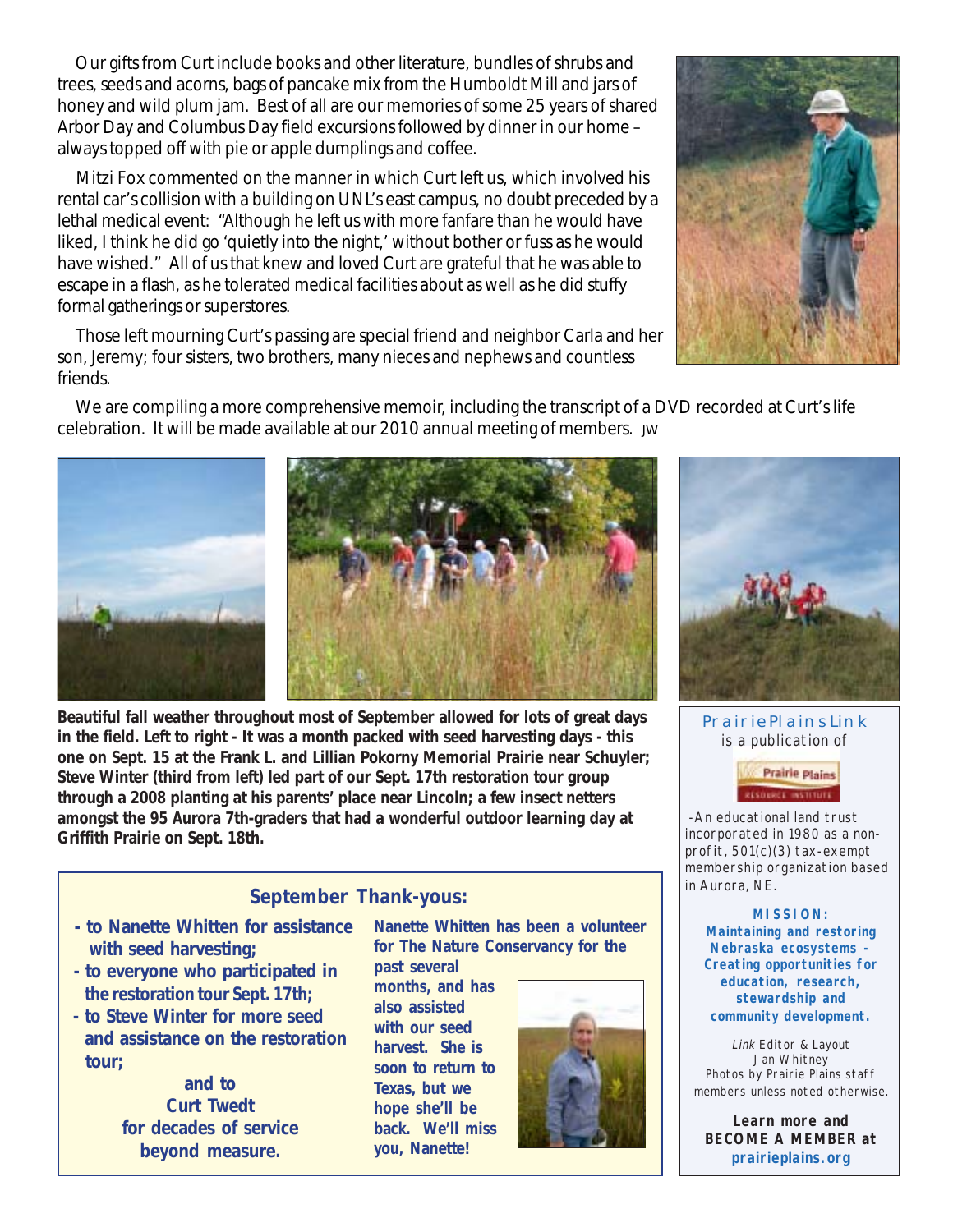Our gifts from Curt include books and other literature, bundles of shrubs and trees, seeds and acorns, bags of pancake mix from the Humboldt Mill and jars of honey and wild plum jam. Best of all are our memories of some 25 years of shared Arbor Day and Columbus Day field excursions followed by dinner in our home – always topped off with pie or apple dumplings and coffee.

Mitzi Fox commented on the manner in which Curt left us, which involved his rental car's collision with a building on UNL's east campus, no doubt preceded by a lethal medical event: "Although he left us with more fanfare than he would have liked, I think he did go 'quietly into the night,' without bother or fuss as he would have wished." All of us that knew and loved Curt are grateful that he was able to escape in a flash, as he tolerated medical facilities about as well as he did stuffy formal gatherings or superstores.

Those left mourning Curt's passing are special friend and neighbor Carla and her son, Jeremy; four sisters, two brothers, many nieces and nephews and countless friends.

We are compiling a more comprehensive memoir, including the transcript of a DVD recorded at Curt's life celebration. It will be made available at our 2010 annual meeting of members. JW

**Beautiful fall weather throughout most of September allowed for lots of great days in the field. Left to right - It was a month packed with seed harvesting days - this one on Sept. 15 at the Frank L. and Lillian Pokorny Memorial Prairie near Schuyler; Steve Winter (third from left) led part of our Sept. 17th restoration tour group through a 2008 planting at his parents' place near Lincoln; a few insect netters amongst the 95 Aurora 7th-graders that had a wonderful outdoor learning day at Griffith Prairie on Sept. 18th.**

## September Thank-yous:

- **to Nanette Whitten for assistance with seed harvesting;**
- **to everyone who participated in the restoration tour Sept. 17th;**
- **to Steve Winter for more seed and assistance on the restoration tour;**

**and to Curt Twedt for decades of service beyond measure.**

**Nanette Whitten has been a volunteer for The Nature Conservancy for the past several months, and has also assisted with our seed harvest. She is soon to return to Texas, but we hope she'll be back. We'll miss you, Nanette!**

Prairie Plains Link is a publication of Prairie Plains Resource Institute

-An educational land trust incorporated in 1980 as a non-profit, 501(c)(3) tax-exempt membership organization based in Aurora, NE.

**MISSION:**
**Maintaining and restoring Nebraska ecosystems - Creating opportunities for education, research, stewardship and community development.**

*Link* Editor & Layout Jan Whitney
Photos by Prairie Plains staff members unless noted otherwise.

**Learn more and BECOME A MEMBER at prairieplains.org**